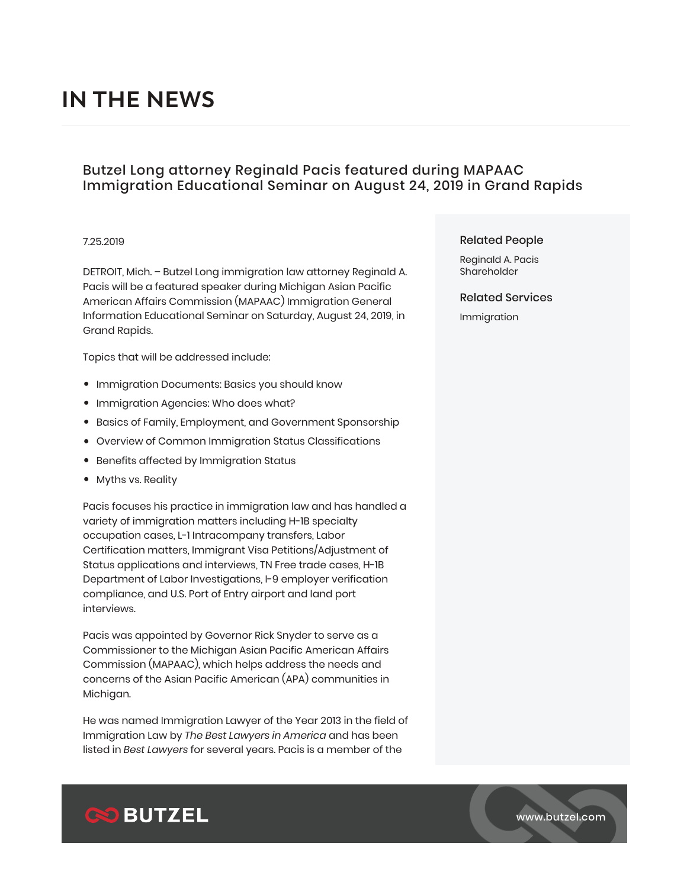# IN THE NEWS

## Butzel Long attorney Reginald Pacis featured during MAPAAC Immigration Educational Seminar on August 24, 2019 in Grand Rapids

7.25.2019

DETROIT, Mich. – Butzel Long immigration law attorney Reginald A. Pacis will be a featured speaker during Michigan Asian Pacific American Affairs Commission (MAPAAC) Immigration General Information Educational Seminar on Saturday, August 24, 2019, in Grand Rapids.

Topics that will be addressed include:

- Immigration Documents: Basics you should know
- Immigration Agencies: Who does what?
- Basics of Family, Employment, and Government Sponsorship
- Overview of Common Immigration Status Classifications
- Benefits affected by Immigration Status
- Myths vs. Reality

Pacis focuses his practice in immigration law and has handled a variety of immigration matters including H-1B specialty occupation cases, L-1 Intracompany transfers, Labor Certification matters, Immigrant Visa Petitions/Adjustment of Status applications and interviews, TN Free trade cases, H-1B Department of Labor Investigations, I-9 employer verification compliance, and U.S. Port of Entry airport and land port interviews.

Pacis was appointed by Governor Rick Snyder to serve as a Commissioner to the Michigan Asian Pacific American Affairs Commission (MAPAAC), which helps address the needs and concerns of the Asian Pacific American (APA) communities in Michigan.

He was named Immigration Lawyer of the Year 2013 in the field of Immigration Law by *The Best Lawyers in America* and has been listed in *Best Lawyers* for several years. Pacis is a member of the

### Related People

Reginald A. Pacis
Shareholder

### Related Services

Immigration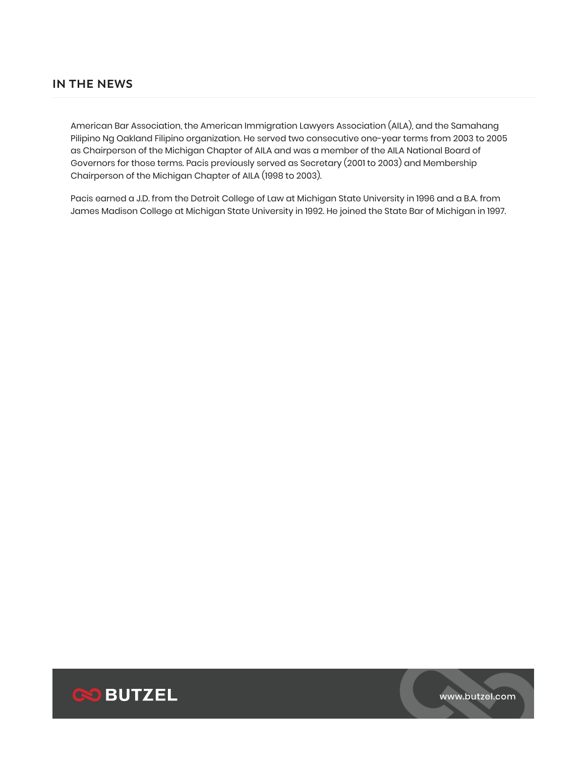## IN THE NEWS

American Bar Association, the American Immigration Lawyers Association (AILA), and the Samahang Pilipino Ng Oakland Filipino organization. He served two consecutive one-year terms from 2003 to 2005 as Chairperson of the Michigan Chapter of AILA and was a member of the AILA National Board of Governors for those terms. Pacis previously served as Secretary (2001 to 2003) and Membership Chairperson of the Michigan Chapter of AILA (1998 to 2003).

Pacis earned a J.D. from the Detroit College of Law at Michigan State University in 1996 and a B.A. from James Madison College at Michigan State University in 1992. He joined the State Bar of Michigan in 1997.